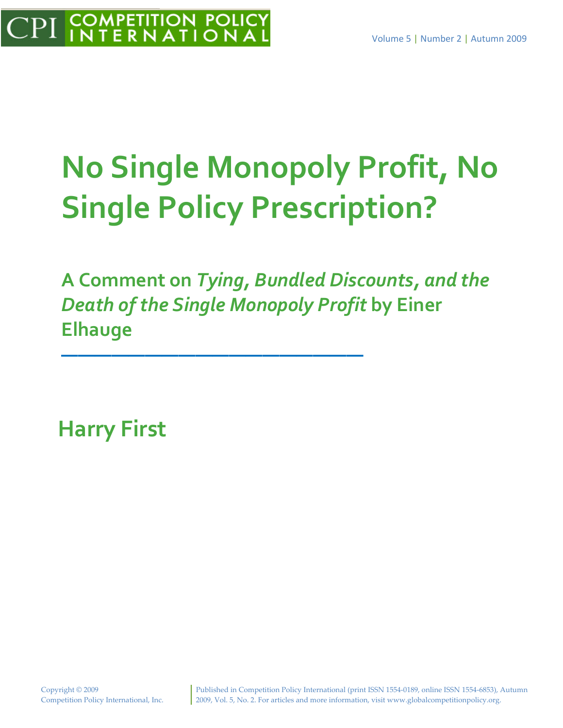# No Single Monopoly Profit, No Single Policy Prescription?

## A Comment on *Tying, Bundled Discounts, and the Death of the Single Monopoly Profit* by Einer Elhauge

---

## Harry First

Copyright © 2009
Competition Policy International, Inc.

Published in Competition Policy International (print ISSN 1554-0189, online ISSN 1554-6853), Autumn 2009, Vol. 5, No. 2. For articles and more information, visit www.globalcompetitionpolicy.org.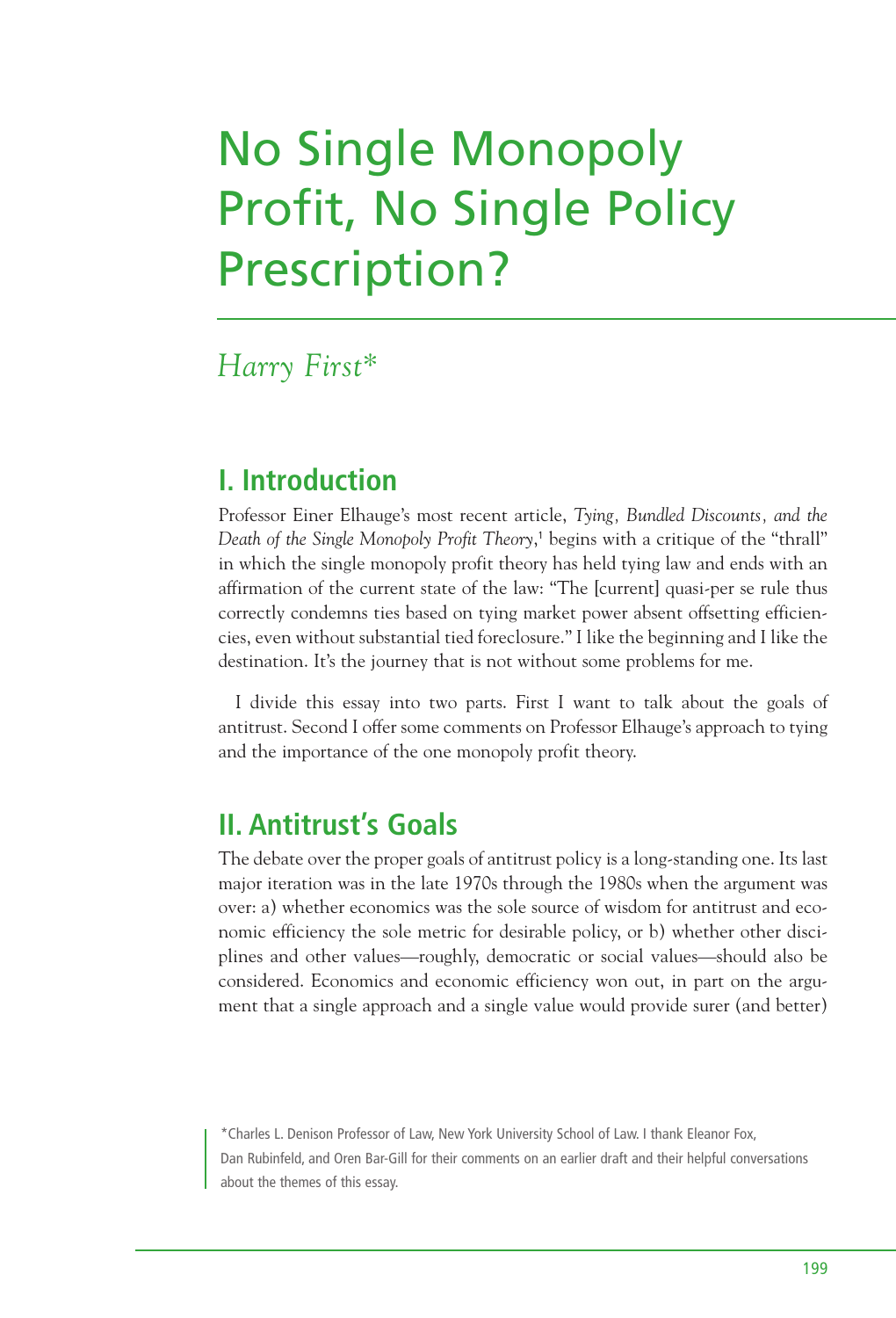# No Single Monopoly Profit, No Single Policy Prescription?

*Harry First**

## I. Introduction

Professor Einer Elhauge's most recent article, *Tying, Bundled Discounts, and the Death of the Single Monopoly Profit Theory*,[1] begins with a critique of the "thrall" in which the single monopoly profit theory has held tying law and ends with an affirmation of the current state of the law: "The [current] quasi-per se rule thus correctly condemns ties based on tying market power absent offsetting efficiencies, even without substantial tied foreclosure." I like the beginning and I like the destination. It's the journey that is not without some problems for me.

I divide this essay into two parts. First I want to talk about the goals of antitrust. Second I offer some comments on Professor Elhauge's approach to tying and the importance of the one monopoly profit theory.

## II. Antitrust's Goals

The debate over the proper goals of antitrust policy is a long-standing one. Its last major iteration was in the late 1970s through the 1980s when the argument was over: a) whether economics was the sole source of wisdom for antitrust and economic efficiency the sole metric for desirable policy, or b) whether other disciplines and other values—roughly, democratic or social values—should also be considered. Economics and economic efficiency won out, in part on the argument that a single approach and a single value would provide surer (and better)

*Charles L. Denison Professor of Law, New York University School of Law. I thank Eleanor Fox, Dan Rubinfeld, and Oren Bar-Gill for their comments on an earlier draft and their helpful conversations about the themes of this essay.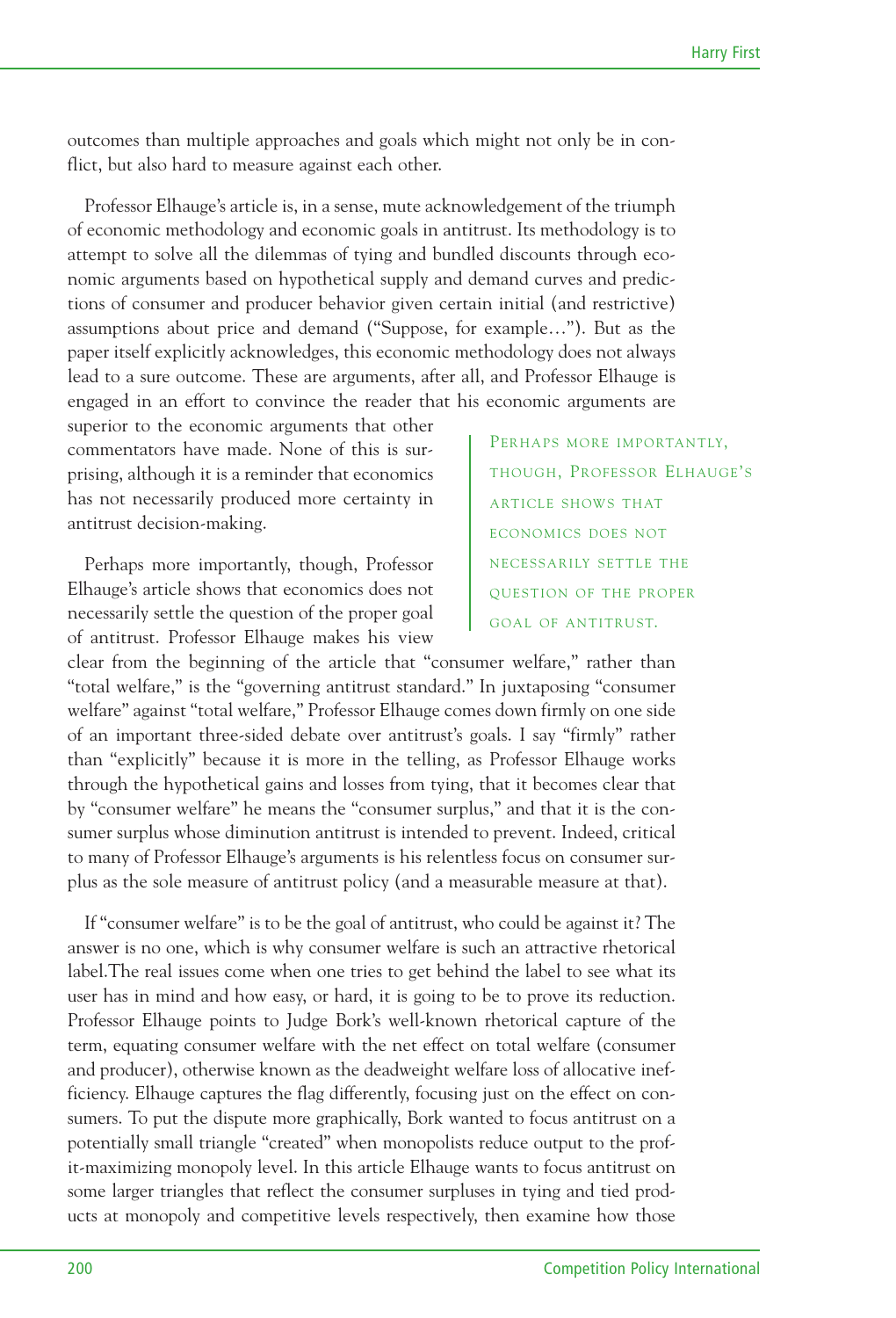outcomes than multiple approaches and goals which might not only be in conflict, but also hard to measure against each other.

Professor Elhauge's article is, in a sense, mute acknowledgement of the triumph of economic methodology and economic goals in antitrust. Its methodology is to attempt to solve all the dilemmas of tying and bundled discounts through economic arguments based on hypothetical supply and demand curves and predictions of consumer and producer behavior given certain initial (and restrictive) assumptions about price and demand ("Suppose, for example…"). But as the paper itself explicitly acknowledges, this economic methodology does not always lead to a sure outcome. These are arguments, after all, and Professor Elhauge is engaged in an effort to convince the reader that his economic arguments are superior to the economic arguments that other commentators have made. None of this is surprising, although it is a reminder that economics has not necessarily produced more certainty in antitrust decision-making.

> PERHAPS MORE IMPORTANTLY, THOUGH, PROFESSOR ELHAUGE'S ARTICLE SHOWS THAT ECONOMICS DOES NOT NECESSARILY SETTLE THE QUESTION OF THE PROPER GOAL OF ANTITRUST.

Perhaps more importantly, though, Professor Elhauge's article shows that economics does not necessarily settle the question of the proper goal of antitrust. Professor Elhauge makes his view clear from the beginning of the article that "consumer welfare," rather than "total welfare," is the "governing antitrust standard." In juxtaposing "consumer welfare" against "total welfare," Professor Elhauge comes down firmly on one side of an important three-sided debate over antitrust's goals. I say "firmly" rather than "explicitly" because it is more in the telling, as Professor Elhauge works through the hypothetical gains and losses from tying, that it becomes clear that by "consumer welfare" he means the "consumer surplus," and that it is the consumer surplus whose diminution antitrust is intended to prevent. Indeed, critical to many of Professor Elhauge's arguments is his relentless focus on consumer surplus as the sole measure of antitrust policy (and a measurable measure at that).

If "consumer welfare" is to be the goal of antitrust, who could be against it? The answer is no one, which is why consumer welfare is such an attractive rhetorical label.The real issues come when one tries to get behind the label to see what its user has in mind and how easy, or hard, it is going to be to prove its reduction. Professor Elhauge points to Judge Bork's well-known rhetorical capture of the term, equating consumer welfare with the net effect on total welfare (consumer and producer), otherwise known as the deadweight welfare loss of allocative inefficiency. Elhauge captures the flag differently, focusing just on the effect on consumers. To put the dispute more graphically, Bork wanted to focus antitrust on a potentially small triangle "created" when monopolists reduce output to the profit-maximizing monopoly level. In this article Elhauge wants to focus antitrust on some larger triangles that reflect the consumer surpluses in tying and tied products at monopoly and competitive levels respectively, then examine how those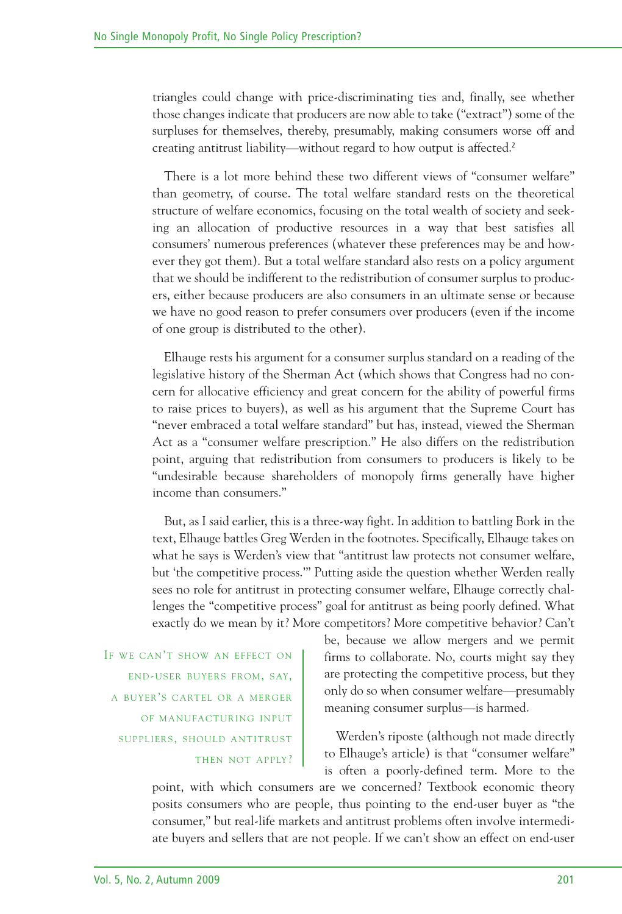triangles could change with price-discriminating ties and, finally, see whether those changes indicate that producers are now able to take ("extract") some of the surpluses for themselves, thereby, presumably, making consumers worse off and creating antitrust liability—without regard to how output is affected.[2]

There is a lot more behind these two different views of "consumer welfare" than geometry, of course. The total welfare standard rests on the theoretical structure of welfare economics, focusing on the total wealth of society and seeking an allocation of productive resources in a way that best satisfies all consumers' numerous preferences (whatever these preferences may be and however they got them). But a total welfare standard also rests on a policy argument that we should be indifferent to the redistribution of consumer surplus to producers, either because producers are also consumers in an ultimate sense or because we have no good reason to prefer consumers over producers (even if the income of one group is distributed to the other).

Elhauge rests his argument for a consumer surplus standard on a reading of the legislative history of the Sherman Act (which shows that Congress had no concern for allocative efficiency and great concern for the ability of powerful firms to raise prices to buyers), as well as his argument that the Supreme Court has "never embraced a total welfare standard" but has, instead, viewed the Sherman Act as a "consumer welfare prescription." He also differs on the redistribution point, arguing that redistribution from consumers to producers is likely to be "undesirable because shareholders of monopoly firms generally have higher income than consumers."

But, as I said earlier, this is a three-way fight. In addition to battling Bork in the text, Elhauge battles Greg Werden in the footnotes. Specifically, Elhauge takes on what he says is Werden's view that "antitrust law protects not consumer welfare, but 'the competitive process.'" Putting aside the question whether Werden really sees no role for antitrust in protecting consumer welfare, Elhauge correctly challenges the "competitive process" goal for antitrust as being poorly defined. What exactly do we mean by it? More competitors? More competitive behavior? Can't be, because we allow mergers and we permit firms to collaborate. No, courts might say they are protecting the competitive process, but they only do so when consumer welfare—presumably meaning consumer surplus—is harmed.

> IF WE CAN'T SHOW AN EFFECT ON END-USER BUYERS FROM, SAY, A BUYER'S CARTEL OR A MERGER OF MANUFACTURING INPUT SUPPLIERS, SHOULD ANTITRUST THEN NOT APPLY?

Werden's riposte (although not made directly to Elhauge's article) is that "consumer welfare" is often a poorly-defined term. More to the point, with which consumers are we concerned? Textbook economic theory posits consumers who are people, thus pointing to the end-user buyer as "the consumer," but real-life markets and antitrust problems often involve intermediate buyers and sellers that are not people. If we can't show an effect on end-user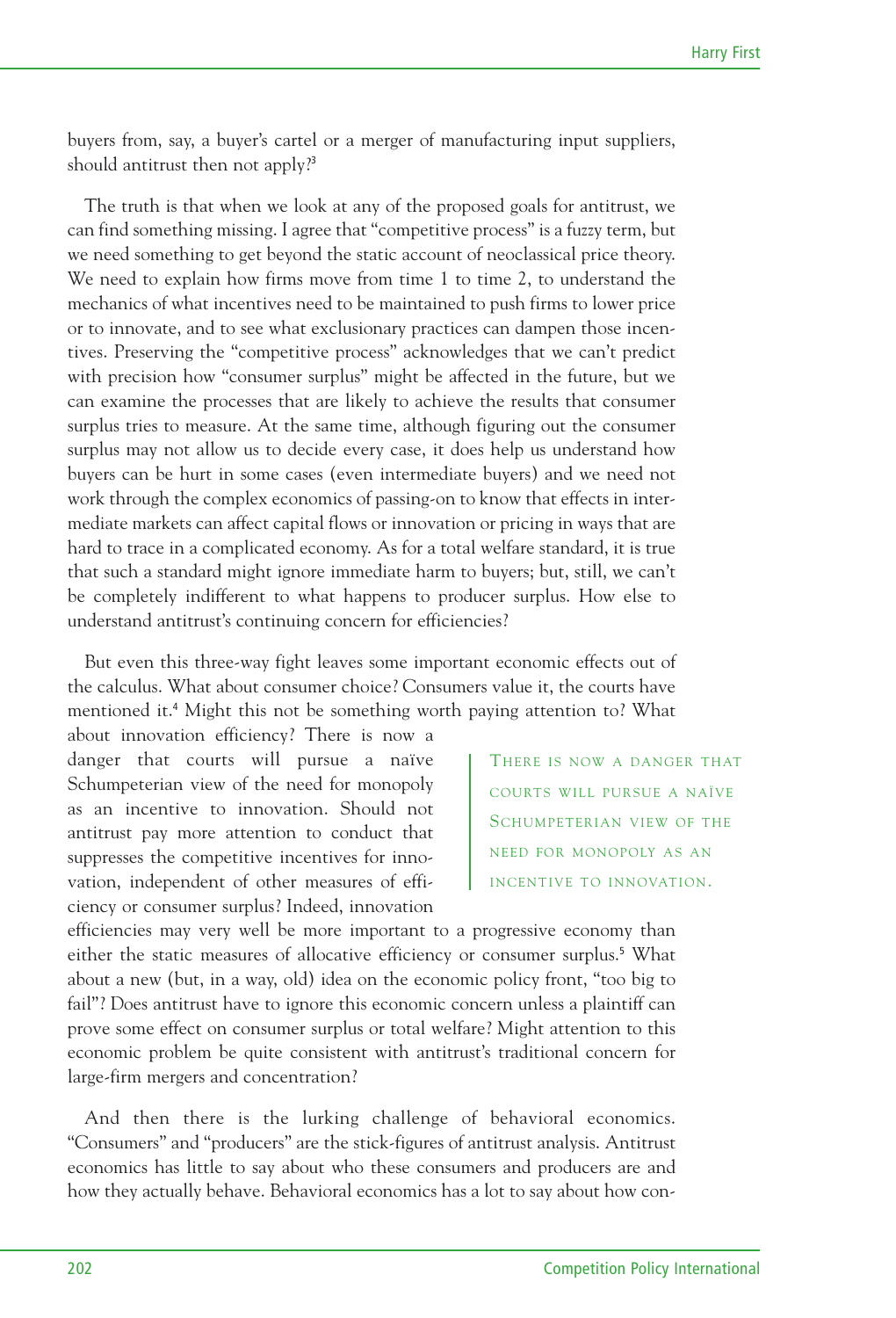buyers from, say, a buyer's cartel or a merger of manufacturing input suppliers, should antitrust then not apply?[3]

The truth is that when we look at any of the proposed goals for antitrust, we can find something missing. I agree that "competitive process" is a fuzzy term, but we need something to get beyond the static account of neoclassical price theory. We need to explain how firms move from time 1 to time 2, to understand the mechanics of what incentives need to be maintained to push firms to lower price or to innovate, and to see what exclusionary practices can dampen those incentives. Preserving the "competitive process" acknowledges that we can't predict with precision how "consumer surplus" might be affected in the future, but we can examine the processes that are likely to achieve the results that consumer surplus tries to measure. At the same time, although figuring out the consumer surplus may not allow us to decide every case, it does help us understand how buyers can be hurt in some cases (even intermediate buyers) and we need not work through the complex economics of passing-on to know that effects in intermediate markets can affect capital flows or innovation or pricing in ways that are hard to trace in a complicated economy. As for a total welfare standard, it is true that such a standard might ignore immediate harm to buyers; but, still, we can't be completely indifferent to what happens to producer surplus. How else to understand antitrust's continuing concern for efficiencies?

But even this three-way fight leaves some important economic effects out of the calculus. What about consumer choice? Consumers value it, the courts have mentioned it.[4] Might this not be something worth paying attention to? What about innovation efficiency? There is now a danger that courts will pursue a naïve Schumpeterian view of the need for monopoly as an incentive to innovation. Should not antitrust pay more attention to conduct that suppresses the competitive incentives for innovation, independent of other measures of efficiency or consumer surplus? Indeed, innovation efficiencies may very well be more important to a progressive economy than either the static measures of allocative efficiency or consumer surplus.[5] What about a new (but, in a way, old) idea on the economic policy front, "too big to fail"? Does antitrust have to ignore this economic concern unless a plaintiff can prove some effect on consumer surplus or total welfare? Might attention to this economic problem be quite consistent with antitrust's traditional concern for large-firm mergers and concentration?

> THERE IS NOW A DANGER THAT COURTS WILL PURSUE A NAÏVE SCHUMPETERIAN VIEW OF THE NEED FOR MONOPOLY AS AN INCENTIVE TO INNOVATION.

And then there is the lurking challenge of behavioral economics. "Consumers" and "producers" are the stick-figures of antitrust analysis. Antitrust economics has little to say about who these consumers and producers are and how they actually behave. Behavioral economics has a lot to say about how con-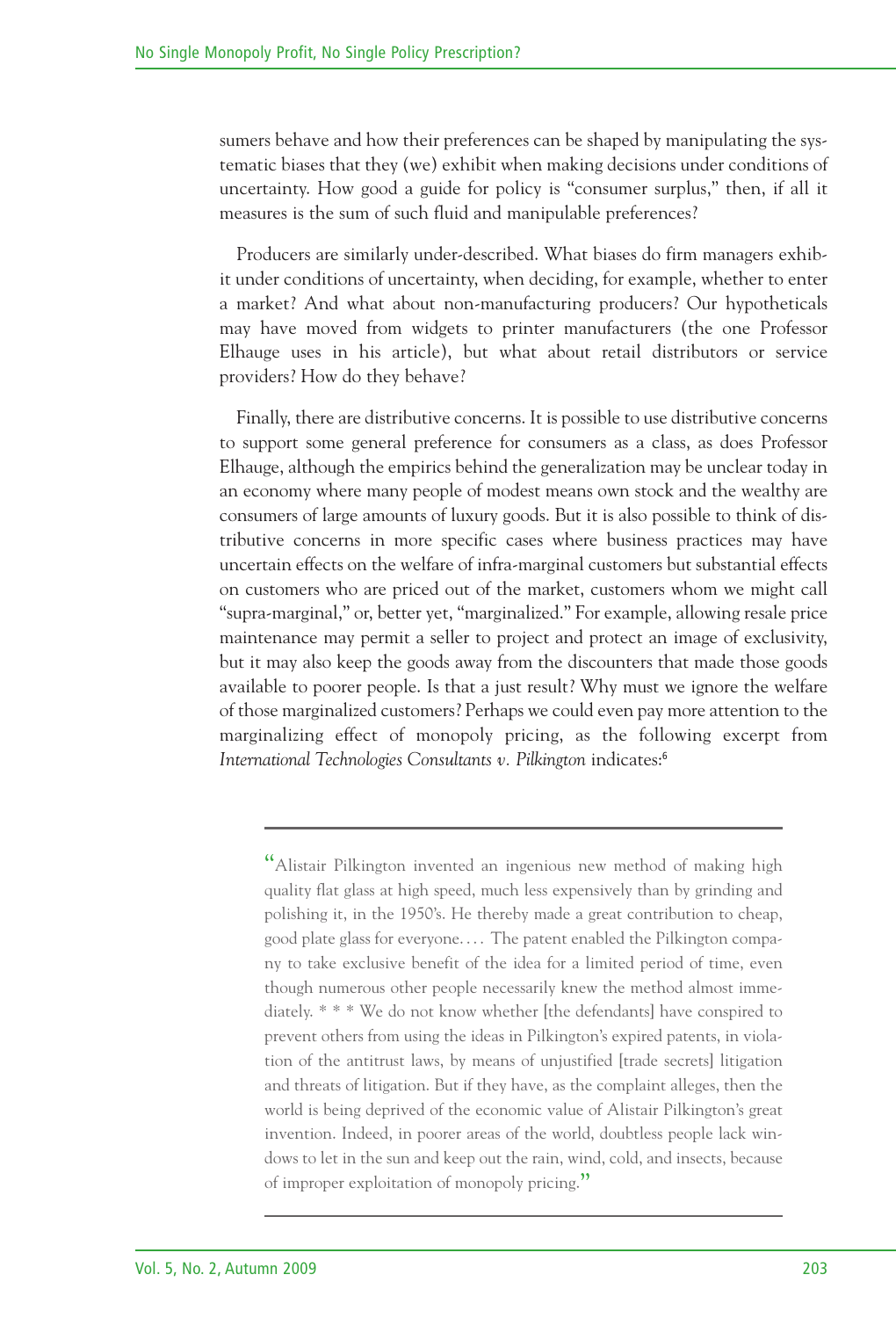sumers behave and how their preferences can be shaped by manipulating the systematic biases that they (we) exhibit when making decisions under conditions of uncertainty. How good a guide for policy is "consumer surplus," then, if all it measures is the sum of such fluid and manipulable preferences?

Producers are similarly under-described. What biases do firm managers exhibit under conditions of uncertainty, when deciding, for example, whether to enter a market? And what about non-manufacturing producers? Our hypotheticals may have moved from widgets to printer manufacturers (the one Professor Elhauge uses in his article), but what about retail distributors or service providers? How do they behave?

Finally, there are distributive concerns. It is possible to use distributive concerns to support some general preference for consumers as a class, as does Professor Elhauge, although the empirics behind the generalization may be unclear today in an economy where many people of modest means own stock and the wealthy are consumers of large amounts of luxury goods. But it is also possible to think of distributive concerns in more specific cases where business practices may have uncertain effects on the welfare of infra-marginal customers but substantial effects on customers who are priced out of the market, customers whom we might call "supra-marginal," or, better yet, "marginalized." For example, allowing resale price maintenance may permit a seller to project and protect an image of exclusivity, but it may also keep the goods away from the discounters that made those goods available to poorer people. Is that a just result? Why must we ignore the welfare of those marginalized customers? Perhaps we could even pay more attention to the marginalizing effect of monopoly pricing, as the following excerpt from *International Technologies Consultants v. Pilkington* indicates:[6]

> "Alistair Pilkington invented an ingenious new method of making high quality flat glass at high speed, much less expensively than by grinding and polishing it, in the 1950's. He thereby made a great contribution to cheap, good plate glass for everyone. . . . The patent enabled the Pilkington company to take exclusive benefit of the idea for a limited period of time, even though numerous other people necessarily knew the method almost immediately. * * * We do not know whether [the defendants] have conspired to prevent others from using the ideas in Pilkington's expired patents, in violation of the antitrust laws, by means of unjustified [trade secrets] litigation and threats of litigation. But if they have, as the complaint alleges, then the world is being deprived of the economic value of Alistair Pilkington's great invention. Indeed, in poorer areas of the world, doubtless people lack windows to let in the sun and keep out the rain, wind, cold, and insects, because of improper exploitation of monopoly pricing."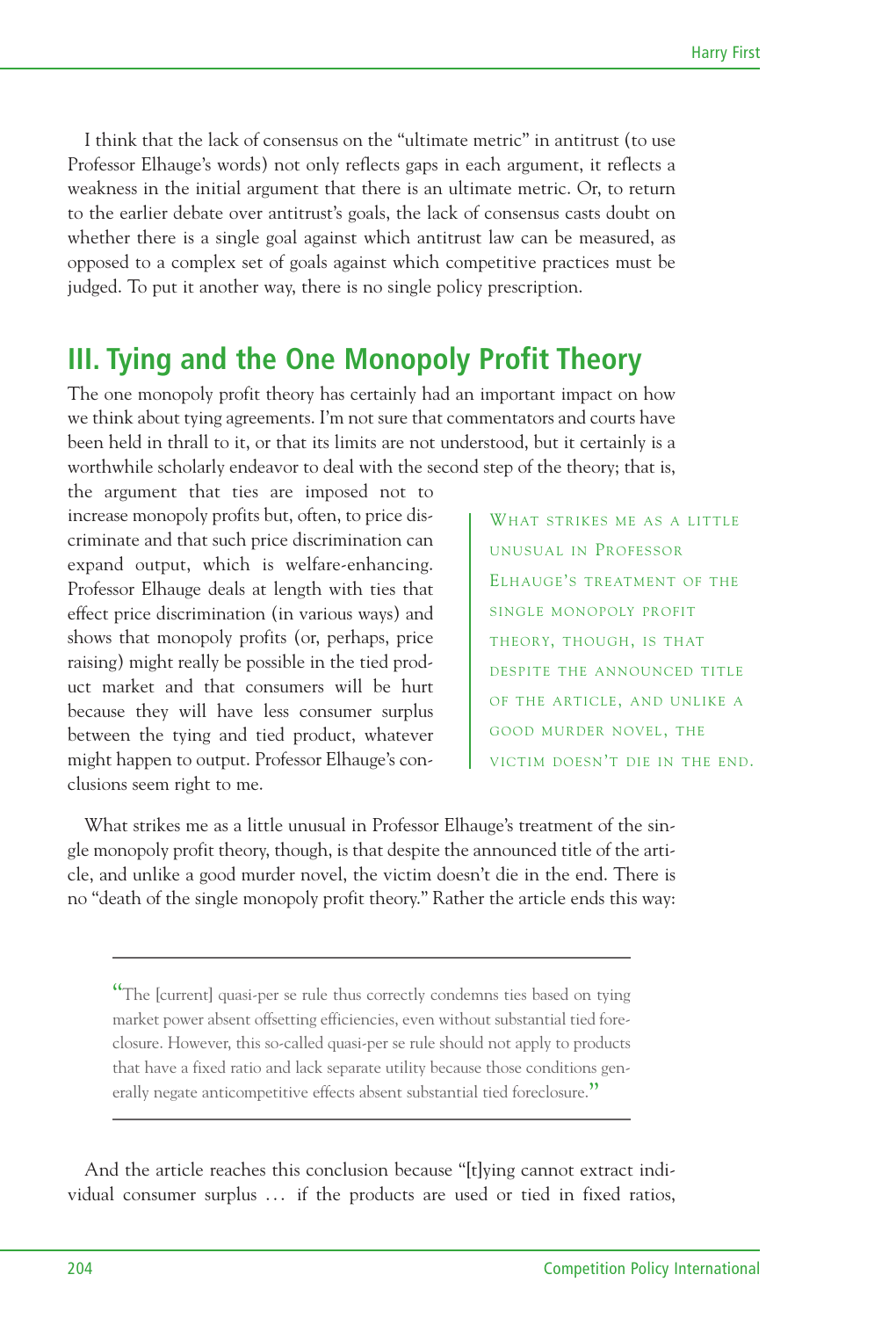I think that the lack of consensus on the "ultimate metric" in antitrust (to use Professor Elhauge's words) not only reflects gaps in each argument, it reflects a weakness in the initial argument that there is an ultimate metric. Or, to return to the earlier debate over antitrust's goals, the lack of consensus casts doubt on whether there is a single goal against which antitrust law can be measured, as opposed to a complex set of goals against which competitive practices must be judged. To put it another way, there is no single policy prescription.

## III. Tying and the One Monopoly Profit Theory

The one monopoly profit theory has certainly had an important impact on how we think about tying agreements. I'm not sure that commentators and courts have been held in thrall to it, or that its limits are not understood, but it certainly is a worthwhile scholarly endeavor to deal with the second step of the theory; that is, the argument that ties are imposed not to increase monopoly profits but, often, to price discriminate and that such price discrimination can expand output, which is welfare-enhancing. Professor Elhauge deals at length with ties that effect price discrimination (in various ways) and shows that monopoly profits (or, perhaps, price raising) might really be possible in the tied product market and that consumers will be hurt because they will have less consumer surplus between the tying and tied product, whatever might happen to output. Professor Elhauge's conclusions seem right to me.

> WHAT STRIKES ME AS A LITTLE UNUSUAL IN PROFESSOR ELHAUGE'S TREATMENT OF THE SINGLE MONOPOLY PROFIT THEORY, THOUGH, IS THAT DESPITE THE ANNOUNCED TITLE OF THE ARTICLE, AND UNLIKE A GOOD MURDER NOVEL, THE VICTIM DOESN'T DIE IN THE END.

What strikes me as a little unusual in Professor Elhauge's treatment of the single monopoly profit theory, though, is that despite the announced title of the article, and unlike a good murder novel, the victim doesn't die in the end. There is no "death of the single monopoly profit theory." Rather the article ends this way:

> "The [current] quasi-per se rule thus correctly condemns ties based on tying market power absent offsetting efficiencies, even without substantial tied foreclosure. However, this so-called quasi-per se rule should not apply to products that have a fixed ratio and lack separate utility because those conditions generally negate anticompetitive effects absent substantial tied foreclosure."

And the article reaches this conclusion because "[t]ying cannot extract individual consumer surplus ... if the products are used or tied in fixed ratios,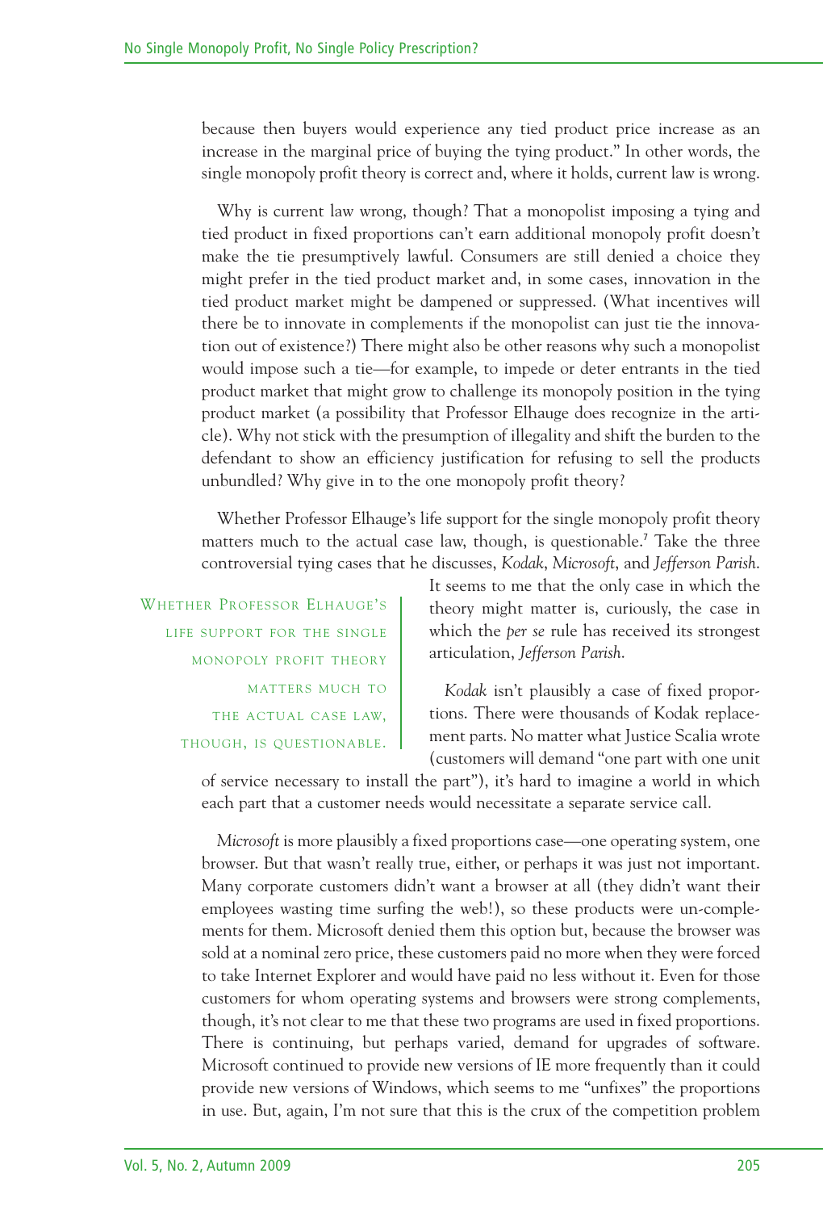because then buyers would experience any tied product price increase as an increase in the marginal price of buying the tying product." In other words, the single monopoly profit theory is correct and, where it holds, current law is wrong.

Why is current law wrong, though? That a monopolist imposing a tying and tied product in fixed proportions can't earn additional monopoly profit doesn't make the tie presumptively lawful. Consumers are still denied a choice they might prefer in the tied product market and, in some cases, innovation in the tied product market might be dampened or suppressed. (What incentives will there be to innovate in complements if the monopolist can just tie the innovation out of existence?) There might also be other reasons why such a monopolist would impose such a tie—for example, to impede or deter entrants in the tied product market that might grow to challenge its monopoly position in the tying product market (a possibility that Professor Elhauge does recognize in the article). Why not stick with the presumption of illegality and shift the burden to the defendant to show an efficiency justification for refusing to sell the products unbundled? Why give in to the one monopoly profit theory?

Whether Professor Elhauge's life support for the single monopoly profit theory matters much to the actual case law, though, is questionable.[7] Take the three controversial tying cases that he discusses, *Kodak*, *Microsoft*, and *Jefferson Parish*. It seems to me that the only case in which the theory might matter is, curiously, the case in which the *per se* rule has received its strongest articulation, *Jefferson Parish*.

> WHETHER PROFESSOR ELHAUGE'S LIFE SUPPORT FOR THE SINGLE MONOPOLY PROFIT THEORY MATTERS MUCH TO THE ACTUAL CASE LAW, THOUGH, IS QUESTIONABLE.

*Kodak* isn't plausibly a case of fixed proportions. There were thousands of Kodak replacement parts. No matter what Justice Scalia wrote (customers will demand "one part with one unit of service necessary to install the part"), it's hard to imagine a world in which each part that a customer needs would necessitate a separate service call.

*Microsoft* is more plausibly a fixed proportions case—one operating system, one browser. But that wasn't really true, either, or perhaps it was just not important. Many corporate customers didn't want a browser at all (they didn't want their employees wasting time surfing the web!), so these products were un-complements for them. Microsoft denied them this option but, because the browser was sold at a nominal zero price, these customers paid no more when they were forced to take Internet Explorer and would have paid no less without it. Even for those customers for whom operating systems and browsers were strong complements, though, it's not clear to me that these two programs are used in fixed proportions. There is continuing, but perhaps varied, demand for upgrades of software. Microsoft continued to provide new versions of IE more frequently than it could provide new versions of Windows, which seems to me "unfixes" the proportions in use. But, again, I'm not sure that this is the crux of the competition problem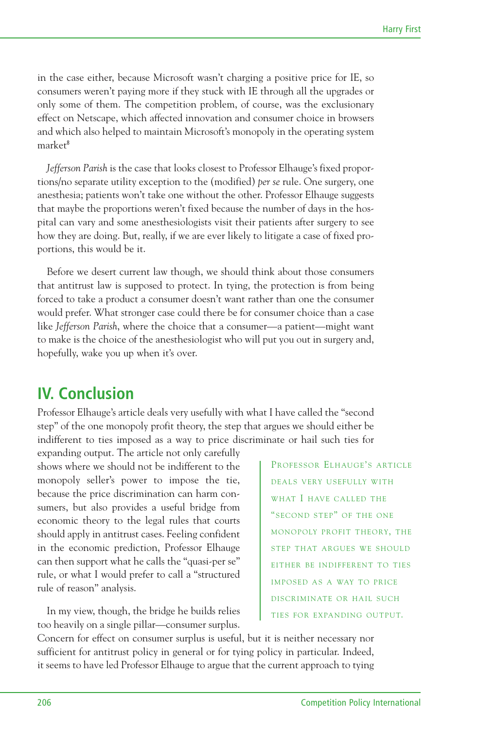in the case either, because Microsoft wasn't charging a positive price for IE, so consumers weren't paying more if they stuck with IE through all the upgrades or only some of them. The competition problem, of course, was the exclusionary effect on Netscape, which affected innovation and consumer choice in browsers and which also helped to maintain Microsoft's monopoly in the operating system market[8]

*Jefferson Parish* is the case that looks closest to Professor Elhauge's fixed proportions/no separate utility exception to the (modified) *per se* rule. One surgery, one anesthesia; patients won't take one without the other. Professor Elhauge suggests that maybe the proportions weren't fixed because the number of days in the hospital can vary and some anesthesiologists visit their patients after surgery to see how they are doing. But, really, if we are ever likely to litigate a case of fixed proportions, this would be it.

Before we desert current law though, we should think about those consumers that antitrust law is supposed to protect. In tying, the protection is from being forced to take a product a consumer doesn't want rather than one the consumer would prefer. What stronger case could there be for consumer choice than a case like *Jefferson Parish*, where the choice that a consumer—a patient—might want to make is the choice of the anesthesiologist who will put you out in surgery and, hopefully, wake you up when it's over.

## IV. Conclusion

Professor Elhauge's article deals very usefully with what I have called the "second step" of the one monopoly profit theory, the step that argues we should either be indifferent to ties imposed as a way to price discriminate or hail such ties for expanding output. The article not only carefully shows where we should not be indifferent to the monopoly seller's power to impose the tie, because the price discrimination can harm consumers, but also provides a useful bridge from economic theory to the legal rules that courts should apply in antitrust cases. Feeling confident in the economic prediction, Professor Elhauge can then support what he calls the "quasi-per se" rule, or what I would prefer to call a "structured rule of reason" analysis.

> PROFESSOR ELHAUGE'S ARTICLE DEALS VERY USEFULLY WITH WHAT I HAVE CALLED THE "SECOND STEP" OF THE ONE MONOPOLY PROFIT THEORY, THE STEP THAT ARGUES WE SHOULD EITHER BE INDIFFERENT TO TIES IMPOSED AS A WAY TO PRICE DISCRIMINATE OR HAIL SUCH TIES FOR EXPANDING OUTPUT.

In my view, though, the bridge he builds relies too heavily on a single pillar—consumer surplus. Concern for effect on consumer surplus is useful, but it is neither necessary nor sufficient for antitrust policy in general or for tying policy in particular. Indeed, it seems to have led Professor Elhauge to argue that the current approach to tying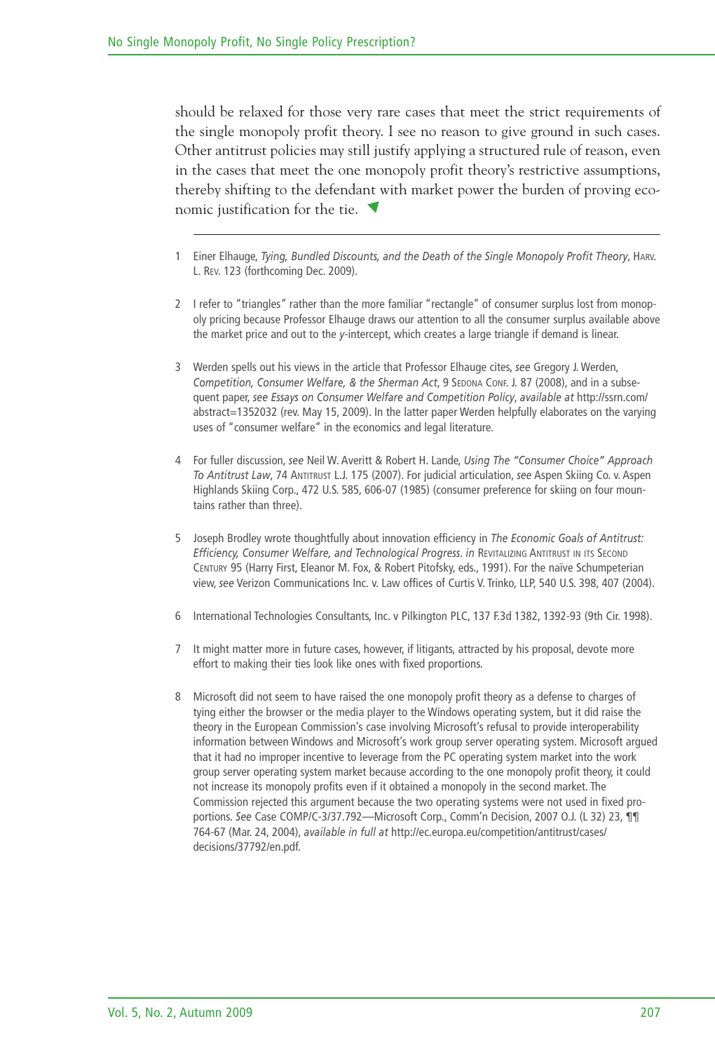should be relaxed for those very rare cases that meet the strict requirements of the single monopoly profit theory. I see no reason to give ground in such cases. Other antitrust policies may still justify applying a structured rule of reason, even in the cases that meet the one monopoly profit theory's restrictive assumptions, thereby shifting to the defendant with market power the burden of proving economic justification for the tie. ◀

---

1 Einer Elhauge, *Tying, Bundled Discounts, and the Death of the Single Monopoly Profit Theory*, HARV. L. REV. 123 (forthcoming Dec. 2009).

2 I refer to "triangles" rather than the more familiar "rectangle" of consumer surplus lost from monopoly pricing because Professor Elhauge draws our attention to all the consumer surplus available above the market price and out to the *y*-intercept, which creates a large triangle if demand is linear.

3 Werden spells out his views in the article that Professor Elhauge cites, *see* Gregory J. Werden, *Competition, Consumer Welfare, & the Sherman Act*, 9 SEDONA CONF. J. 87 (2008), and in a subsequent paper, *see Essays on Consumer Welfare and Competition Policy*, *available at* http://ssrn.com/abstract=1352032 (rev. May 15, 2009). In the latter paper Werden helpfully elaborates on the varying uses of "consumer welfare" in the economics and legal literature.

4 For fuller discussion, *see* Neil W. Averitt & Robert H. Lande, *Using The "Consumer Choice" Approach To Antitrust Law*, 74 ANTITRUST L.J. 175 (2007). For judicial articulation, *see* Aspen Skiing Co. v. Aspen Highlands Skiing Corp., 472 U.S. 585, 606-07 (1985) (consumer preference for skiing on four mountains rather than three).

5 Joseph Brodley wrote thoughtfully about innovation efficiency in *The Economic Goals of Antitrust: Efficiency, Consumer Welfare, and Technological Progress*. *in* REVITALIZING ANTITRUST IN ITS SECOND CENTURY 95 (Harry First, Eleanor M. Fox, & Robert Pitofsky, eds., 1991). For the naïve Schumpeterian view, *see* Verizon Communications Inc. v. Law offices of Curtis V. Trinko, LLP, 540 U.S. 398, 407 (2004).

6 International Technologies Consultants, Inc. v Pilkington PLC, 137 F.3d 1382, 1392-93 (9th Cir. 1998).

7 It might matter more in future cases, however, if litigants, attracted by his proposal, devote more effort to making their ties look like ones with fixed proportions.

8 Microsoft did not seem to have raised the one monopoly profit theory as a defense to charges of tying either the browser or the media player to the Windows operating system, but it did raise the theory in the European Commission's case involving Microsoft's refusal to provide interoperability information between Windows and Microsoft's work group server operating system. Microsoft argued that it had no improper incentive to leverage from the PC operating system market into the work group server operating system market because according to the one monopoly profit theory, it could not increase its monopoly profits even if it obtained a monopoly in the second market. The Commission rejected this argument because the two operating systems were not used in fixed proportions. *See* Case COMP/C-3/37.792—Microsoft Corp., Comm'n Decision, 2007 O.J. (L 32) 23, ¶¶ 764-67 (Mar. 24, 2004), *available in full at* http://ec.europa.eu/competition/antitrust/cases/decisions/37792/en.pdf.